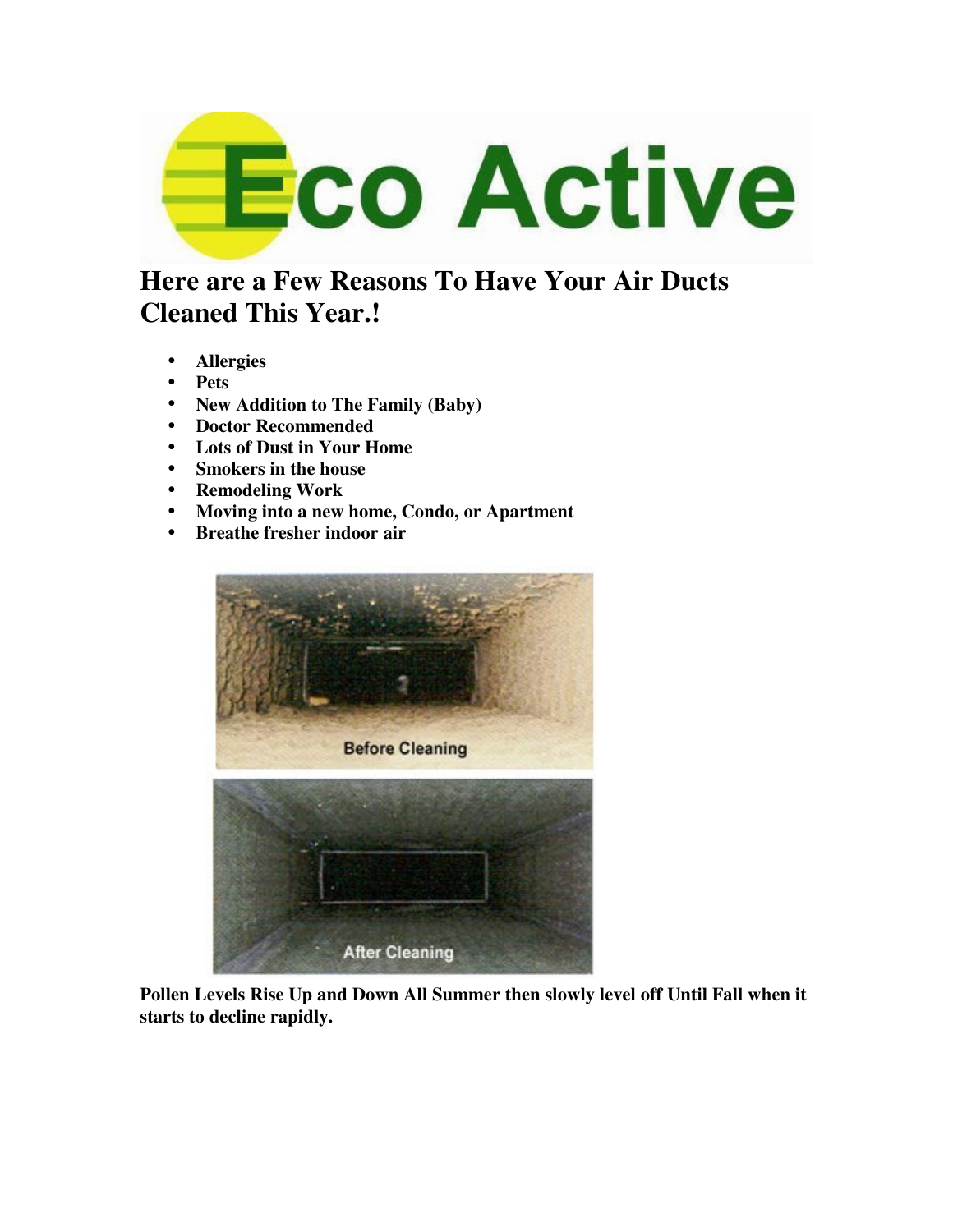# Eco Active

## Here are a Few Reasons To Have Your Air Ducts Cleaned This Year.!

- **Allergies**
- **Pets**
- **New Addition to The Family (Baby)**
- **Doctor Recommended**
- **Lots of Dust in Your Home**
- **Smokers in the house**
- **Remodeling Work**
- **Moving into a new home, Condo, or Apartment**
- **Breathe fresher indoor air**

Before Cleaning

After Cleaning

**Pollen Levels Rise Up and Down All Summer then slowly level off Until Fall when it starts to decline rapidly.**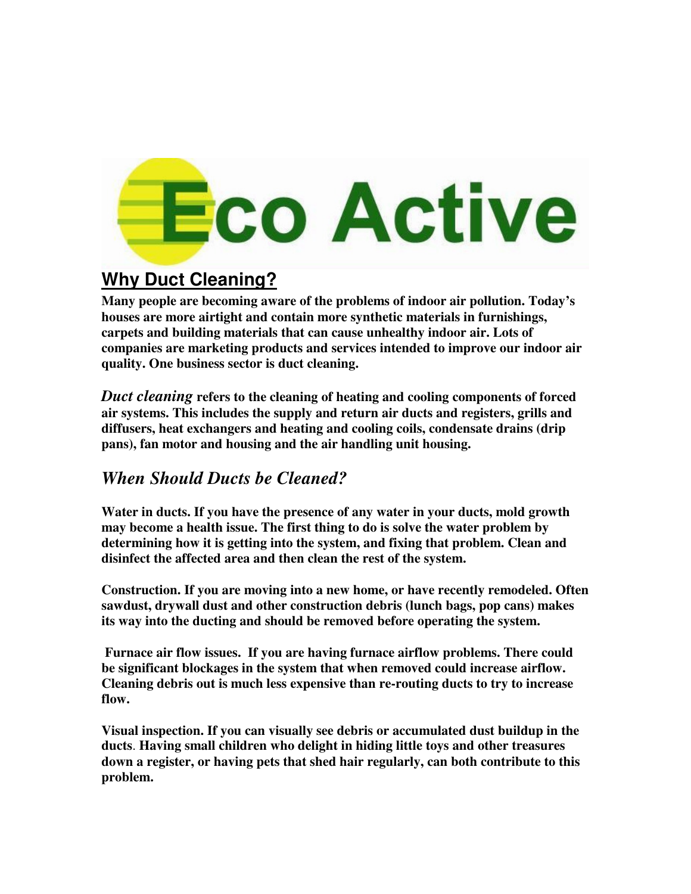# Eco Active

## Why Duct Cleaning?

**Many people are becoming aware of the problems of indoor air pollution. Today's houses are more airtight and contain more synthetic materials in furnishings, carpets and building materials that can cause unhealthy indoor air. Lots of companies are marketing products and services intended to improve our indoor air quality. One business sector is duct cleaning.**

***Duct cleaning*** **refers to the cleaning of heating and cooling components of forced air systems. This includes the supply and return air ducts and registers, grills and diffusers, heat exchangers and heating and cooling coils, condensate drains (drip pans), fan motor and housing and the air handling unit housing.**

### *When Should Ducts be Cleaned?*

**Water in ducts. If you have the presence of any water in your ducts, mold growth may become a health issue. The first thing to do is solve the water problem by determining how it is getting into the system, and fixing that problem. Clean and disinfect the affected area and then clean the rest of the system.**

**Construction. If you are moving into a new home, or have recently remodeled. Often sawdust, drywall dust and other construction debris (lunch bags, pop cans) makes its way into the ducting and should be removed before operating the system.**

**Furnace air flow issues. If you are having furnace airflow problems. There could be significant blockages in the system that when removed could increase airflow. Cleaning debris out is much less expensive than re-routing ducts to try to increase flow.**

**Visual inspection. If you can visually see debris or accumulated dust buildup in the ducts. Having small children who delight in hiding little toys and other treasures down a register, or having pets that shed hair regularly, can both contribute to this problem.**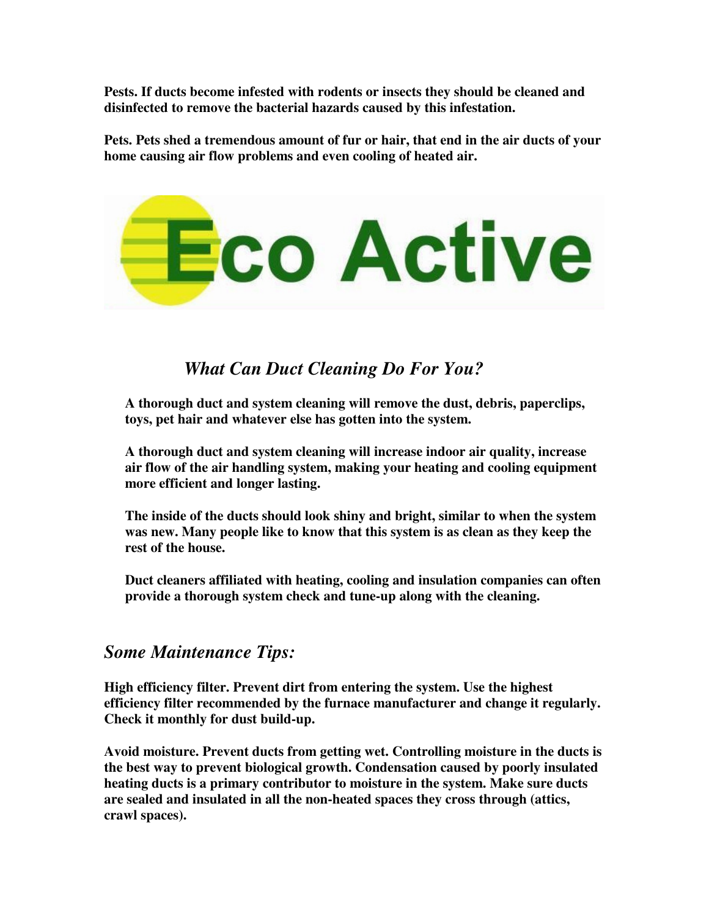**Pests. If ducts become infested with rodents or insects they should be cleaned and disinfected to remove the bacterial hazards caused by this infestation.**

**Pets. Pets shed a tremendous amount of fur or hair, that end in the air ducts of your home causing air flow problems and even cooling of heated air.**

Eco Active

## *What Can Duct Cleaning Do For You?*

**A thorough duct and system cleaning will remove the dust, debris, paperclips, toys, pet hair and whatever else has gotten into the system.**

**A thorough duct and system cleaning will increase indoor air quality, increase air flow of the air handling system, making your heating and cooling equipment more efficient and longer lasting.**

**The inside of the ducts should look shiny and bright, similar to when the system was new. Many people like to know that this system is as clean as they keep the rest of the house.**

**Duct cleaners affiliated with heating, cooling and insulation companies can often provide a thorough system check and tune-up along with the cleaning.**

## *Some Maintenance Tips:*

**High efficiency filter. Prevent dirt from entering the system. Use the highest efficiency filter recommended by the furnace manufacturer and change it regularly. Check it monthly for dust build-up.**

**Avoid moisture. Prevent ducts from getting wet. Controlling moisture in the ducts is the best way to prevent biological growth. Condensation caused by poorly insulated heating ducts is a primary contributor to moisture in the system. Make sure ducts are sealed and insulated in all the non-heated spaces they cross through (attics, crawl spaces).**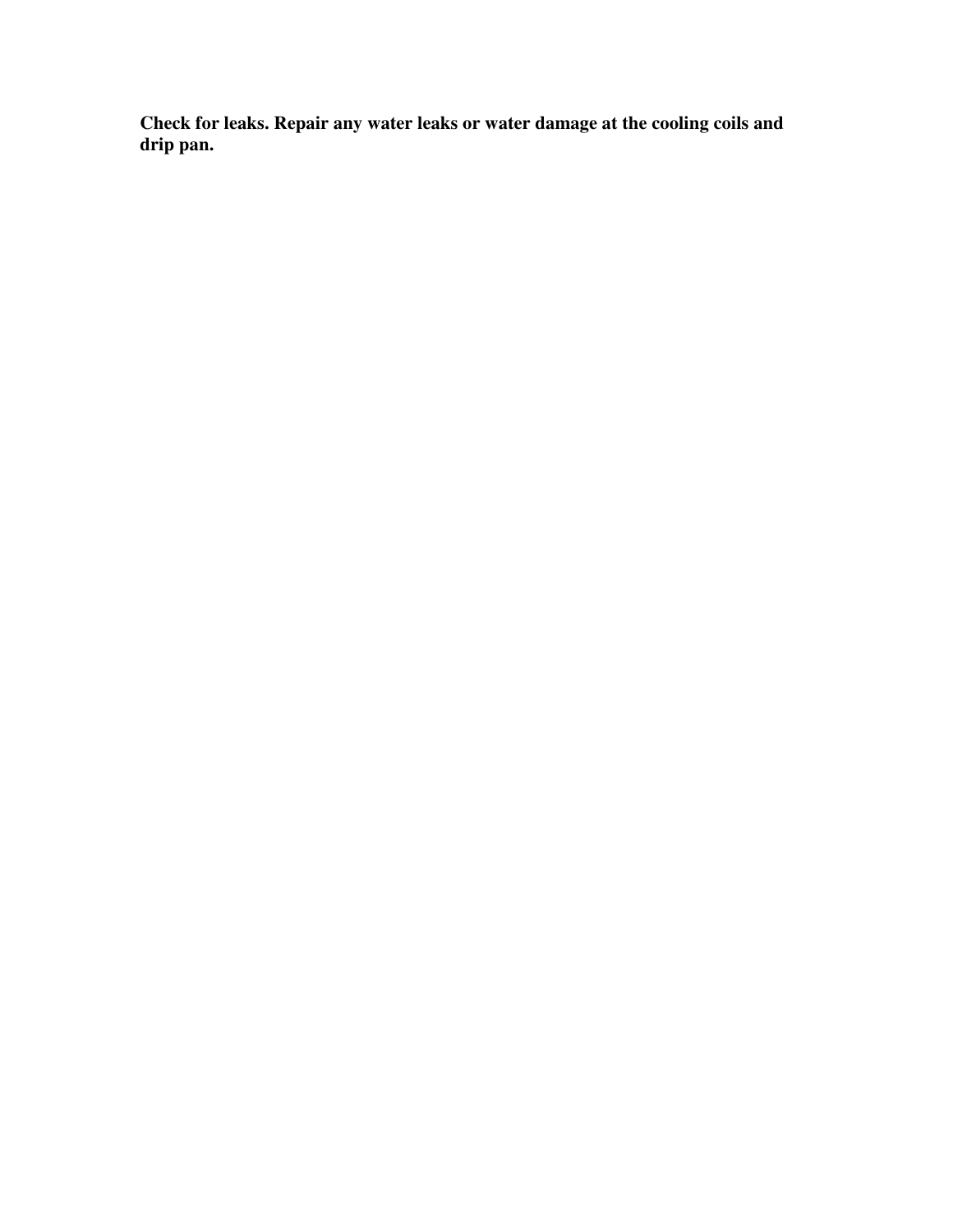**Check for leaks. Repair any water leaks or water damage at the cooling coils and drip pan.**